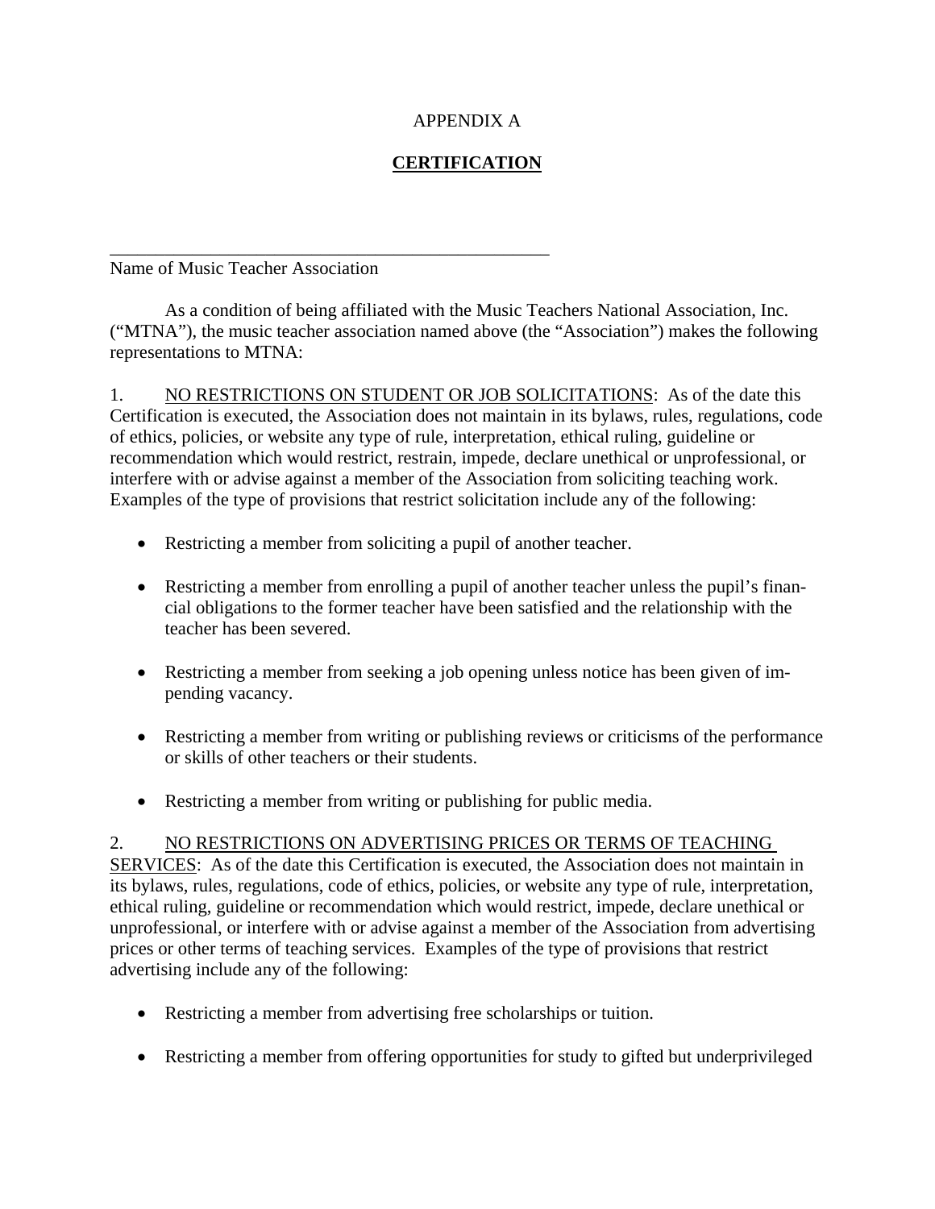APPENDIX A

## CERTIFICATION

\_\_\_\_\_\_\_\_\_\_\_\_\_\_\_\_\_\_\_\_\_\_\_\_\_\_\_\_\_\_\_\_\_\_\_\_\_\_\_\_\_\_\_\_\_\_\_\_\_\_
Name of Music Teacher Association

As a condition of being affiliated with the Music Teachers National Association, Inc. ("MTNA"), the music teacher association named above (the "Association") makes the following representations to MTNA:

1. NO RESTRICTIONS ON STUDENT OR JOB SOLICITATIONS: As of the date this Certification is executed, the Association does not maintain in its bylaws, rules, regulations, code of ethics, policies, or website any type of rule, interpretation, ethical ruling, guideline or recommendation which would restrict, restrain, impede, declare unethical or unprofessional, or interfere with or advise against a member of the Association from soliciting teaching work. Examples of the type of provisions that restrict solicitation include any of the following:

- Restricting a member from soliciting a pupil of another teacher.
- Restricting a member from enrolling a pupil of another teacher unless the pupil's financial obligations to the former teacher have been satisfied and the relationship with the teacher has been severed.
- Restricting a member from seeking a job opening unless notice has been given of impending vacancy.
- Restricting a member from writing or publishing reviews or criticisms of the performance or skills of other teachers or their students.
- Restricting a member from writing or publishing for public media.

2. NO RESTRICTIONS ON ADVERTISING PRICES OR TERMS OF TEACHING SERVICES: As of the date this Certification is executed, the Association does not maintain in its bylaws, rules, regulations, code of ethics, policies, or website any type of rule, interpretation, ethical ruling, guideline or recommendation which would restrict, impede, declare unethical or unprofessional, or interfere with or advise against a member of the Association from advertising prices or other terms of teaching services. Examples of the type of provisions that restrict advertising include any of the following:

- Restricting a member from advertising free scholarships or tuition.
- Restricting a member from offering opportunities for study to gifted but underprivileged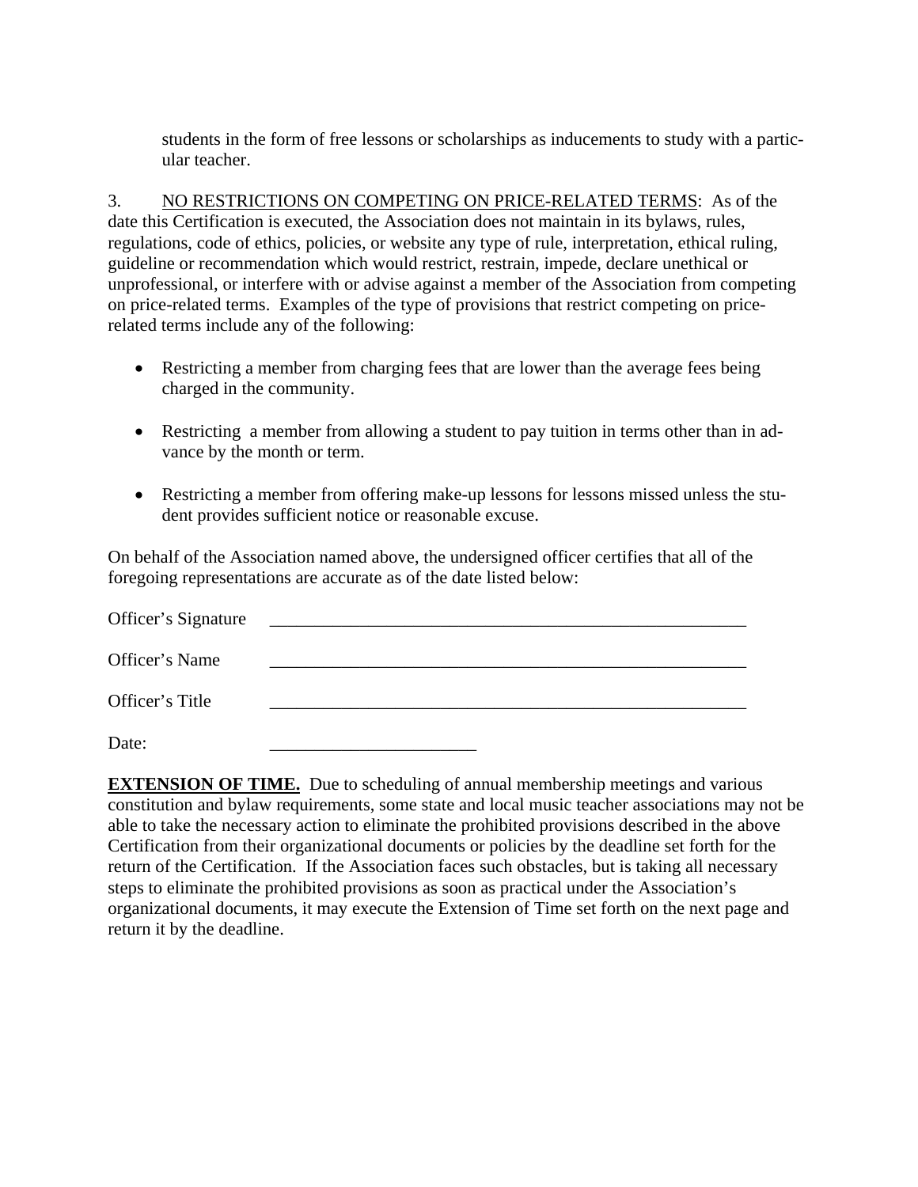students in the form of free lessons or scholarships as inducements to study with a particular teacher.

3. NO RESTRICTIONS ON COMPETING ON PRICE-RELATED TERMS: As of the date this Certification is executed, the Association does not maintain in its bylaws, rules, regulations, code of ethics, policies, or website any type of rule, interpretation, ethical ruling, guideline or recommendation which would restrict, restrain, impede, declare unethical or unprofessional, or interfere with or advise against a member of the Association from competing on price-related terms. Examples of the type of provisions that restrict competing on price-related terms include any of the following:

- Restricting a member from charging fees that are lower than the average fees being charged in the community.
- Restricting a member from allowing a student to pay tuition in terms other than in advance by the month or term.
- Restricting a member from offering make-up lessons for lessons missed unless the student provides sufficient notice or reasonable excuse.

On behalf of the Association named above, the undersigned officer certifies that all of the foregoing representations are accurate as of the date listed below:

Officer's Signature ________________________________________________

Officer's Name ________________________________________________

Officer's Title ________________________________________________

Date: ______________________

**EXTENSION OF TIME.** Due to scheduling of annual membership meetings and various constitution and bylaw requirements, some state and local music teacher associations may not be able to take the necessary action to eliminate the prohibited provisions described in the above Certification from their organizational documents or policies by the deadline set forth for the return of the Certification. If the Association faces such obstacles, but is taking all necessary steps to eliminate the prohibited provisions as soon as practical under the Association's organizational documents, it may execute the Extension of Time set forth on the next page and return it by the deadline.